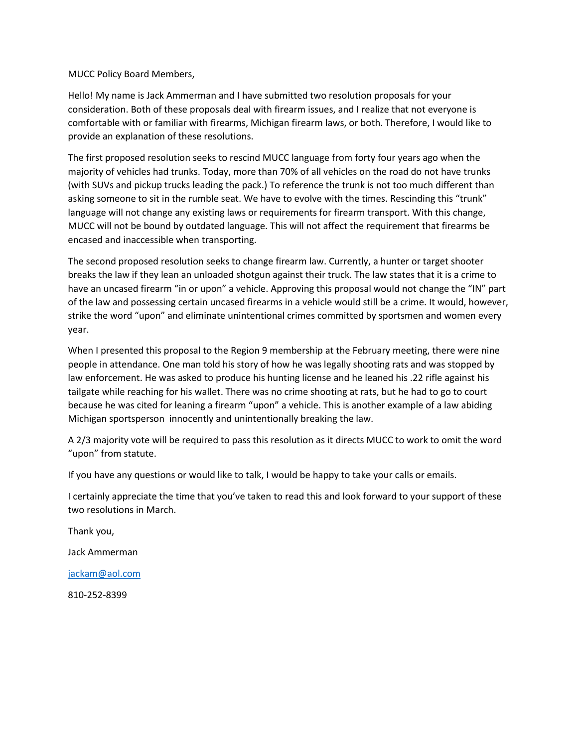MUCC Policy Board Members,

Hello! My name is Jack Ammerman and I have submitted two resolution proposals for your consideration. Both of these proposals deal with firearm issues, and I realize that not everyone is comfortable with or familiar with firearms, Michigan firearm laws, or both. Therefore, I would like to provide an explanation of these resolutions.

The first proposed resolution seeks to rescind MUCC language from forty four years ago when the majority of vehicles had trunks. Today, more than 70% of all vehicles on the road do not have trunks (with SUVs and pickup trucks leading the pack.) To reference the trunk is not too much different than asking someone to sit in the rumble seat. We have to evolve with the times. Rescinding this "trunk" language will not change any existing laws or requirements for firearm transport. With this change, MUCC will not be bound by outdated language. This will not affect the requirement that firearms be encased and inaccessible when transporting.

The second proposed resolution seeks to change firearm law. Currently, a hunter or target shooter breaks the law if they lean an unloaded shotgun against their truck. The law states that it is a crime to have an uncased firearm "in or upon" a vehicle. Approving this proposal would not change the "IN" part of the law and possessing certain uncased firearms in a vehicle would still be a crime. It would, however, strike the word "upon" and eliminate unintentional crimes committed by sportsmen and women every year.

When I presented this proposal to the Region 9 membership at the February meeting, there were nine people in attendance. One man told his story of how he was legally shooting rats and was stopped by law enforcement. He was asked to produce his hunting license and he leaned his .22 rifle against his tailgate while reaching for his wallet. There was no crime shooting at rats, but he had to go to court because he was cited for leaning a firearm "upon" a vehicle. This is another example of a law abiding Michigan sportsperson innocently and unintentionally breaking the law.

A 2/3 majority vote will be required to pass this resolution as it directs MUCC to work to omit the word "upon" from statute.

If you have any questions or would like to talk, I would be happy to take your calls or emails.

I certainly appreciate the time that you've taken to read this and look forward to your support of these two resolutions in March.

Thank you,

Jack Ammerman

jackam@aol.com

810-252-8399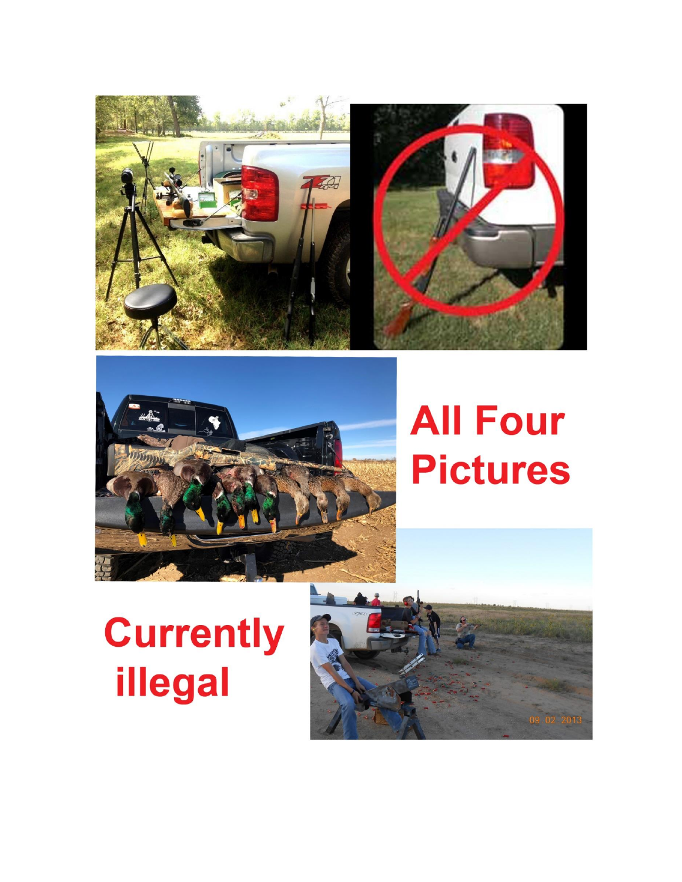All Four Pictures

Currently illegal